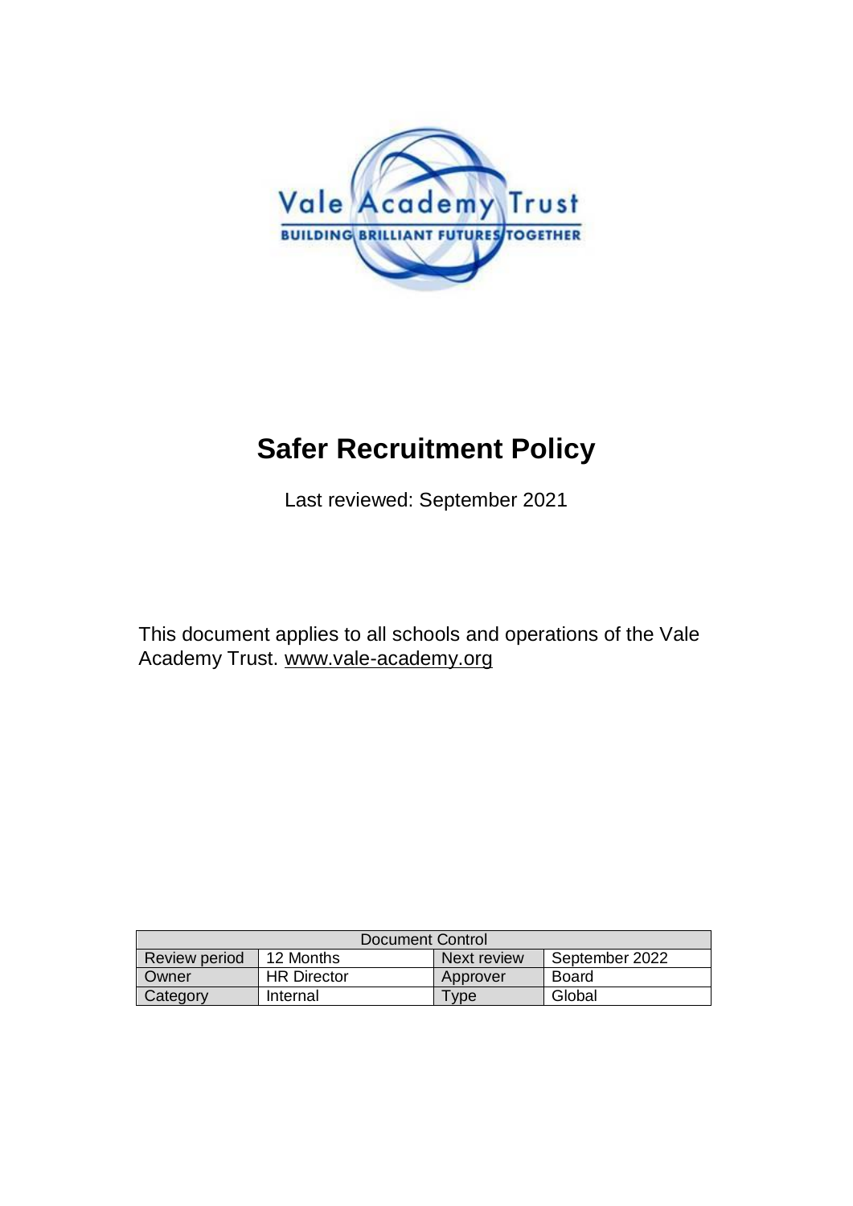# Safer Recruitment Policy

Last reviewed: September 2021

This document applies to all schools and operations of the Vale Academy Trust. www.vale-academy.org

| Document Control | | | |
|---|---|---|---|
| Review period | 12 Months | Next review | September 2022 |
| Owner | HR Director | Approver | Board |
| Category | Internal | Type | Global |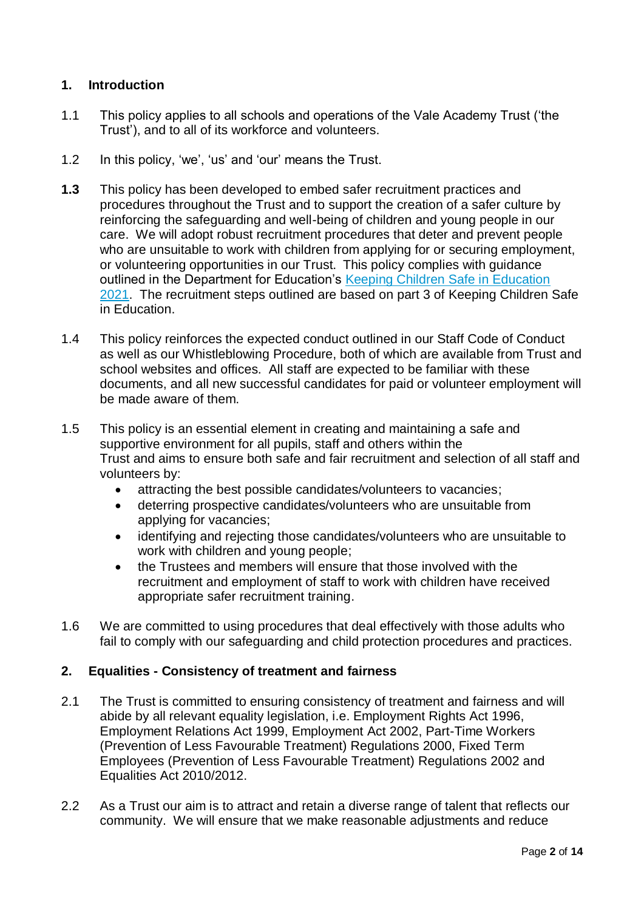## 1. Introduction

1.1 This policy applies to all schools and operations of the Vale Academy Trust ('the Trust'), and to all of its workforce and volunteers.

1.2 In this policy, 'we', 'us' and 'our' means the Trust.

**1.3** This policy has been developed to embed safer recruitment practices and procedures throughout the Trust and to support the creation of a safer culture by reinforcing the safeguarding and well-being of children and young people in our care. We will adopt robust recruitment procedures that deter and prevent people who are unsuitable to work with children from applying for or securing employment, or volunteering opportunities in our Trust. This policy complies with guidance outlined in the Department for Education's Keeping Children Safe in Education 2021. The recruitment steps outlined are based on part 3 of Keeping Children Safe in Education.

1.4 This policy reinforces the expected conduct outlined in our Staff Code of Conduct as well as our Whistleblowing Procedure, both of which are available from Trust and school websites and offices. All staff are expected to be familiar with these documents, and all new successful candidates for paid or volunteer employment will be made aware of them.

1.5 This policy is an essential element in creating and maintaining a safe and supportive environment for all pupils, staff and others within the Trust and aims to ensure both safe and fair recruitment and selection of all staff and volunteers by:

- attracting the best possible candidates/volunteers to vacancies;
- deterring prospective candidates/volunteers who are unsuitable from applying for vacancies;
- identifying and rejecting those candidates/volunteers who are unsuitable to work with children and young people;
- the Trustees and members will ensure that those involved with the recruitment and employment of staff to work with children have received appropriate safer recruitment training.

1.6 We are committed to using procedures that deal effectively with those adults who fail to comply with our safeguarding and child protection procedures and practices.

## 2. Equalities - Consistency of treatment and fairness

2.1 The Trust is committed to ensuring consistency of treatment and fairness and will abide by all relevant equality legislation, i.e. Employment Rights Act 1996, Employment Relations Act 1999, Employment Act 2002, Part-Time Workers (Prevention of Less Favourable Treatment) Regulations 2000, Fixed Term Employees (Prevention of Less Favourable Treatment) Regulations 2002 and Equalities Act 2010/2012.

2.2 As a Trust our aim is to attract and retain a diverse range of talent that reflects our community. We will ensure that we make reasonable adjustments and reduce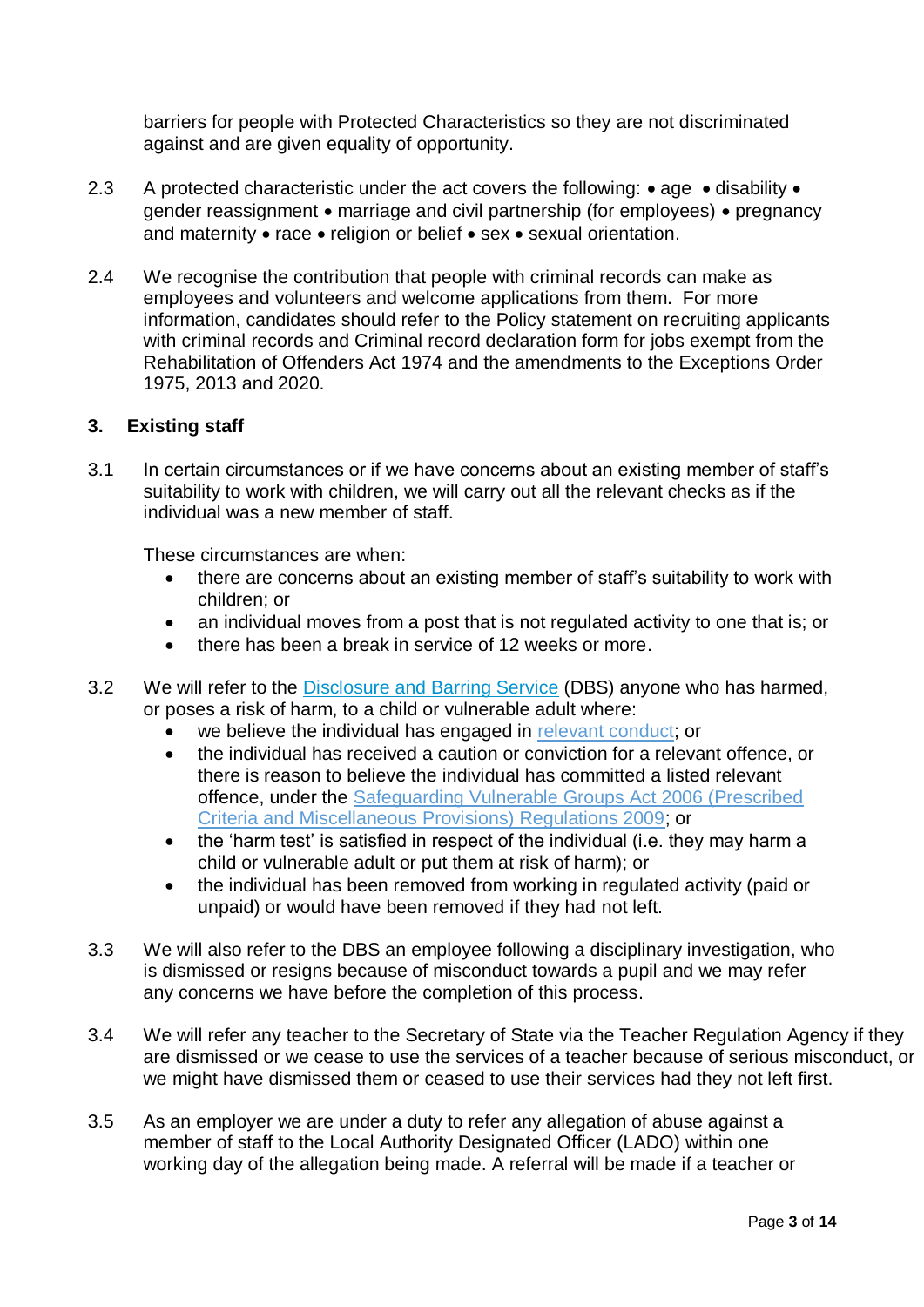barriers for people with Protected Characteristics so they are not discriminated against and are given equality of opportunity.

2.3 A protected characteristic under the act covers the following: • age • disability • gender reassignment • marriage and civil partnership (for employees) • pregnancy and maternity • race • religion or belief • sex • sexual orientation.

2.4 We recognise the contribution that people with criminal records can make as employees and volunteers and welcome applications from them. For more information, candidates should refer to the Policy statement on recruiting applicants with criminal records and Criminal record declaration form for jobs exempt from the Rehabilitation of Offenders Act 1974 and the amendments to the Exceptions Order 1975, 2013 and 2020.

## 3. Existing staff

3.1 In certain circumstances or if we have concerns about an existing member of staff's suitability to work with children, we will carry out all the relevant checks as if the individual was a new member of staff.

These circumstances are when:

- there are concerns about an existing member of staff's suitability to work with children; or
- an individual moves from a post that is not regulated activity to one that is; or
- there has been a break in service of 12 weeks or more.

3.2 We will refer to the Disclosure and Barring Service (DBS) anyone who has harmed, or poses a risk of harm, to a child or vulnerable adult where:

- we believe the individual has engaged in relevant conduct; or
- the individual has received a caution or conviction for a relevant offence, or there is reason to believe the individual has committed a listed relevant offence, under the Safeguarding Vulnerable Groups Act 2006 (Prescribed Criteria and Miscellaneous Provisions) Regulations 2009; or
- the 'harm test' is satisfied in respect of the individual (i.e. they may harm a child or vulnerable adult or put them at risk of harm); or
- the individual has been removed from working in regulated activity (paid or unpaid) or would have been removed if they had not left.

3.3 We will also refer to the DBS an employee following a disciplinary investigation, who is dismissed or resigns because of misconduct towards a pupil and we may refer any concerns we have before the completion of this process.

3.4 We will refer any teacher to the Secretary of State via the Teacher Regulation Agency if they are dismissed or we cease to use the services of a teacher because of serious misconduct, or we might have dismissed them or ceased to use their services had they not left first.

3.5 As an employer we are under a duty to refer any allegation of abuse against a member of staff to the Local Authority Designated Officer (LADO) within one working day of the allegation being made. A referral will be made if a teacher or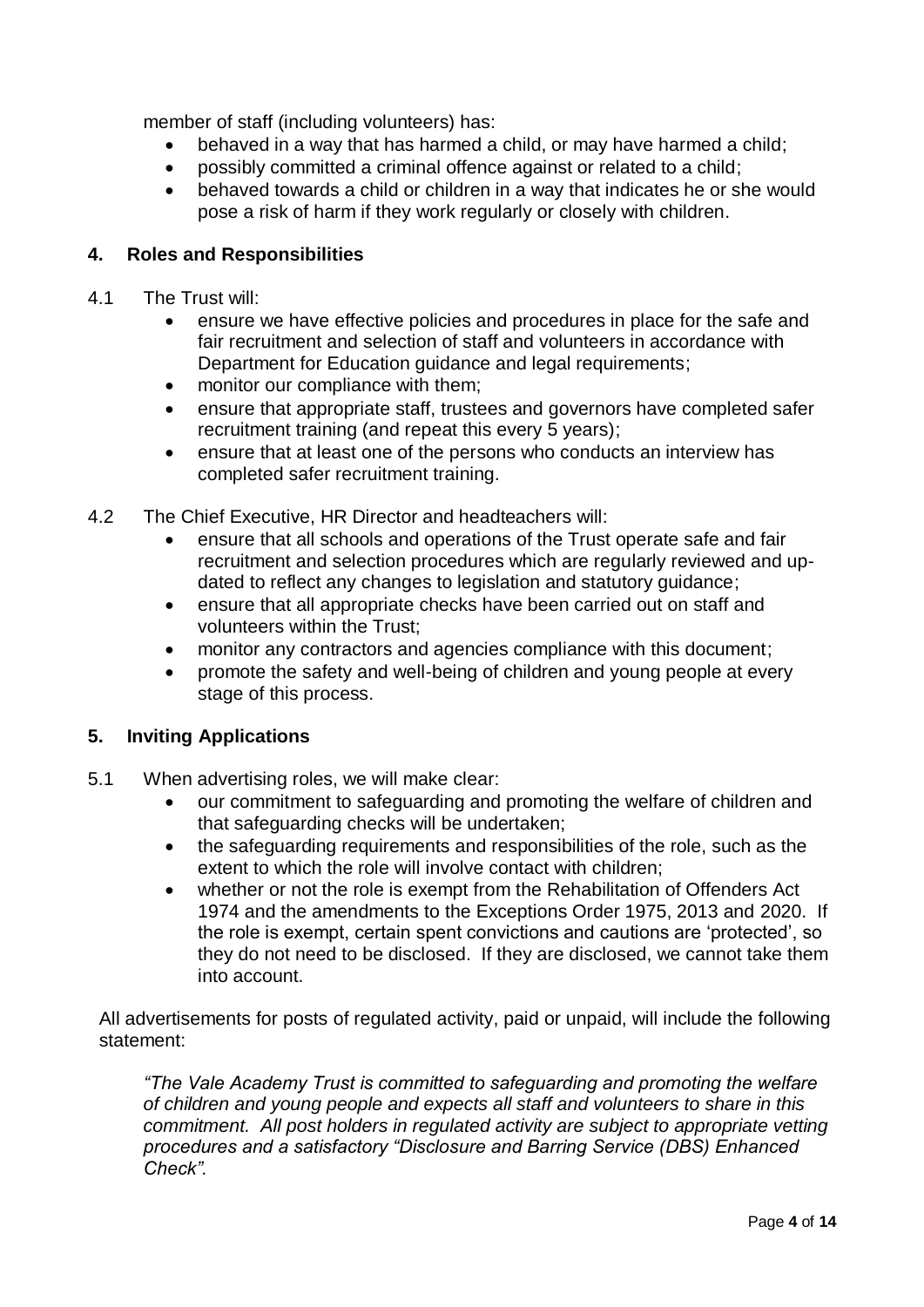member of staff (including volunteers) has:

- behaved in a way that has harmed a child, or may have harmed a child;
- possibly committed a criminal offence against or related to a child;
- behaved towards a child or children in a way that indicates he or she would pose a risk of harm if they work regularly or closely with children.

## 4. Roles and Responsibilities

4.1 The Trust will:

- ensure we have effective policies and procedures in place for the safe and fair recruitment and selection of staff and volunteers in accordance with Department for Education guidance and legal requirements;
- monitor our compliance with them;
- ensure that appropriate staff, trustees and governors have completed safer recruitment training (and repeat this every 5 years);
- ensure that at least one of the persons who conducts an interview has completed safer recruitment training.

4.2 The Chief Executive, HR Director and headteachers will:

- ensure that all schools and operations of the Trust operate safe and fair recruitment and selection procedures which are regularly reviewed and up-dated to reflect any changes to legislation and statutory guidance;
- ensure that all appropriate checks have been carried out on staff and volunteers within the Trust;
- monitor any contractors and agencies compliance with this document;
- promote the safety and well-being of children and young people at every stage of this process.

## 5. Inviting Applications

5.1 When advertising roles, we will make clear:

- our commitment to safeguarding and promoting the welfare of children and that safeguarding checks will be undertaken;
- the safeguarding requirements and responsibilities of the role, such as the extent to which the role will involve contact with children;
- whether or not the role is exempt from the Rehabilitation of Offenders Act 1974 and the amendments to the Exceptions Order 1975, 2013 and 2020. If the role is exempt, certain spent convictions and cautions are 'protected', so they do not need to be disclosed. If they are disclosed, we cannot take them into account.

All advertisements for posts of regulated activity, paid or unpaid, will include the following statement:

*"The Vale Academy Trust is committed to safeguarding and promoting the welfare of children and young people and expects all staff and volunteers to share in this commitment. All post holders in regulated activity are subject to appropriate vetting procedures and a satisfactory "Disclosure and Barring Service (DBS) Enhanced Check".*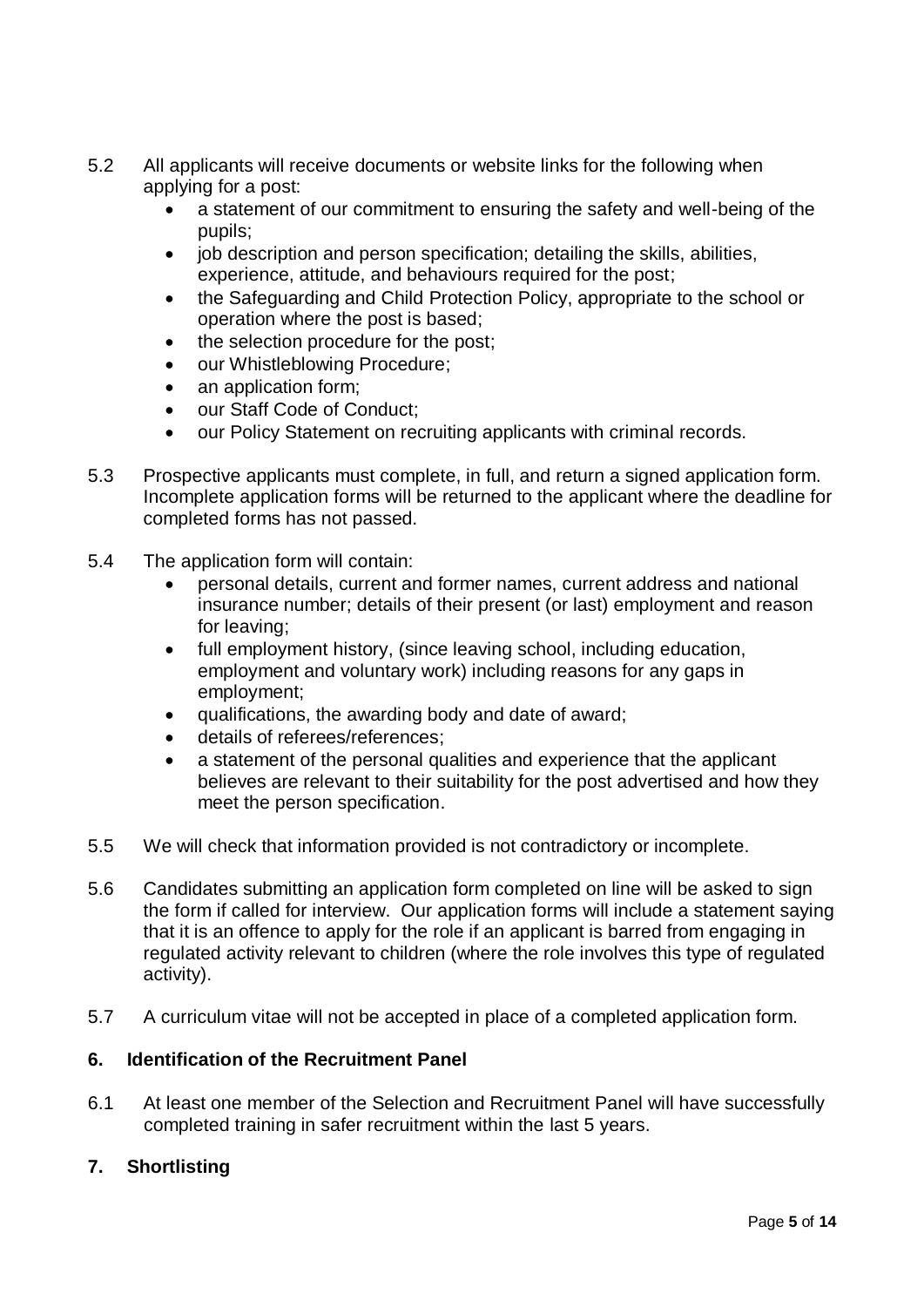5.2 All applicants will receive documents or website links for the following when applying for a post:

- a statement of our commitment to ensuring the safety and well-being of the pupils;
- job description and person specification; detailing the skills, abilities, experience, attitude, and behaviours required for the post;
- the Safeguarding and Child Protection Policy, appropriate to the school or operation where the post is based;
- the selection procedure for the post;
- our Whistleblowing Procedure;
- an application form;
- our Staff Code of Conduct;
- our Policy Statement on recruiting applicants with criminal records.

5.3 Prospective applicants must complete, in full, and return a signed application form. Incomplete application forms will be returned to the applicant where the deadline for completed forms has not passed.

5.4 The application form will contain:

- personal details, current and former names, current address and national insurance number; details of their present (or last) employment and reason for leaving;
- full employment history, (since leaving school, including education, employment and voluntary work) including reasons for any gaps in employment;
- qualifications, the awarding body and date of award;
- details of referees/references;
- a statement of the personal qualities and experience that the applicant believes are relevant to their suitability for the post advertised and how they meet the person specification.

5.5 We will check that information provided is not contradictory or incomplete.

5.6 Candidates submitting an application form completed on line will be asked to sign the form if called for interview. Our application forms will include a statement saying that it is an offence to apply for the role if an applicant is barred from engaging in regulated activity relevant to children (where the role involves this type of regulated activity).

5.7 A curriculum vitae will not be accepted in place of a completed application form.

## 6. Identification of the Recruitment Panel

6.1 At least one member of the Selection and Recruitment Panel will have successfully completed training in safer recruitment within the last 5 years.

## 7. Shortlisting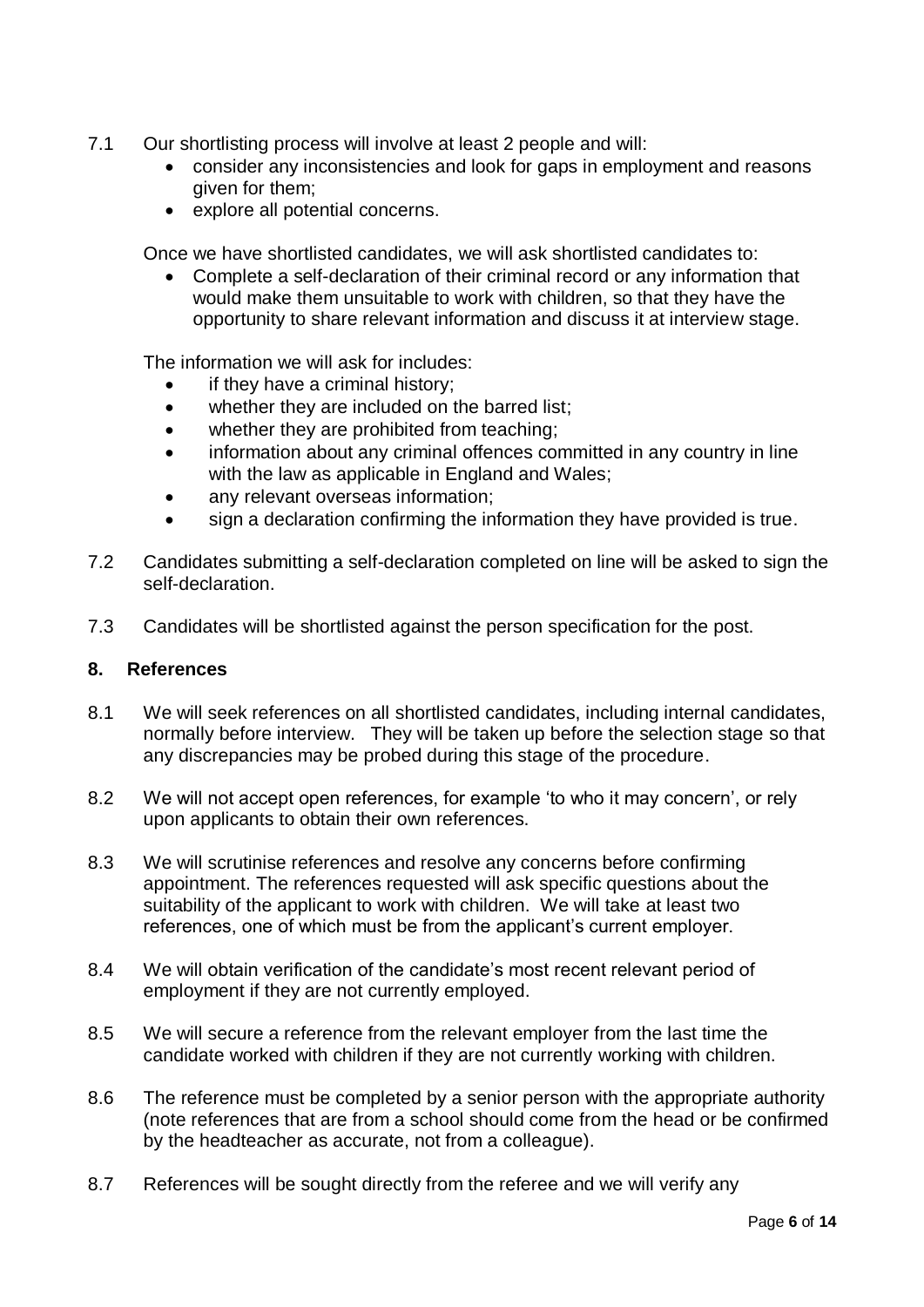7.1 Our shortlisting process will involve at least 2 people and will:

- consider any inconsistencies and look for gaps in employment and reasons given for them;
- explore all potential concerns.

Once we have shortlisted candidates, we will ask shortlisted candidates to:

- Complete a self-declaration of their criminal record or any information that would make them unsuitable to work with children, so that they have the opportunity to share relevant information and discuss it at interview stage.

The information we will ask for includes:

- if they have a criminal history;
- whether they are included on the barred list;
- whether they are prohibited from teaching;
- information about any criminal offences committed in any country in line with the law as applicable in England and Wales;
- any relevant overseas information;
- sign a declaration confirming the information they have provided is true.

7.2 Candidates submitting a self-declaration completed on line will be asked to sign the self-declaration.

7.3 Candidates will be shortlisted against the person specification for the post.

## 8. References

8.1 We will seek references on all shortlisted candidates, including internal candidates, normally before interview. They will be taken up before the selection stage so that any discrepancies may be probed during this stage of the procedure.

8.2 We will not accept open references, for example 'to who it may concern', or rely upon applicants to obtain their own references.

8.3 We will scrutinise references and resolve any concerns before confirming appointment. The references requested will ask specific questions about the suitability of the applicant to work with children. We will take at least two references, one of which must be from the applicant's current employer.

8.4 We will obtain verification of the candidate's most recent relevant period of employment if they are not currently employed.

8.5 We will secure a reference from the relevant employer from the last time the candidate worked with children if they are not currently working with children.

8.6 The reference must be completed by a senior person with the appropriate authority (note references that are from a school should come from the head or be confirmed by the headteacher as accurate, not from a colleague).

8.7 References will be sought directly from the referee and we will verify any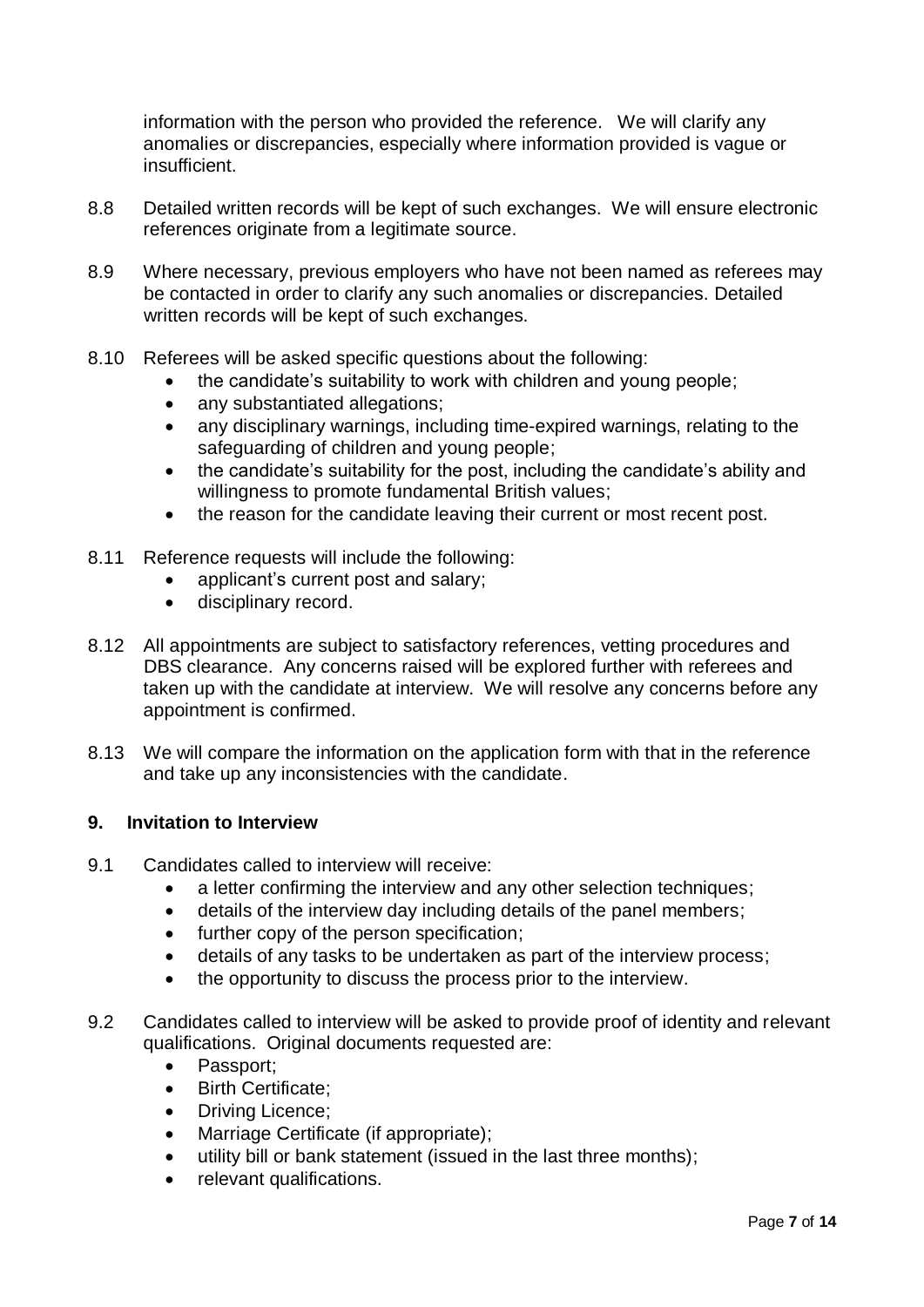information with the person who provided the reference. We will clarify any anomalies or discrepancies, especially where information provided is vague or insufficient.

8.8 Detailed written records will be kept of such exchanges. We will ensure electronic references originate from a legitimate source.

8.9 Where necessary, previous employers who have not been named as referees may be contacted in order to clarify any such anomalies or discrepancies. Detailed written records will be kept of such exchanges.

8.10 Referees will be asked specific questions about the following:

- the candidate's suitability to work with children and young people;
- any substantiated allegations;
- any disciplinary warnings, including time-expired warnings, relating to the safeguarding of children and young people;
- the candidate's suitability for the post, including the candidate's ability and willingness to promote fundamental British values;
- the reason for the candidate leaving their current or most recent post.

8.11 Reference requests will include the following:

- applicant's current post and salary;
- disciplinary record.

8.12 All appointments are subject to satisfactory references, vetting procedures and DBS clearance. Any concerns raised will be explored further with referees and taken up with the candidate at interview. We will resolve any concerns before any appointment is confirmed.

8.13 We will compare the information on the application form with that in the reference and take up any inconsistencies with the candidate.

## 9. Invitation to Interview

9.1 Candidates called to interview will receive:

- a letter confirming the interview and any other selection techniques;
- details of the interview day including details of the panel members;
- further copy of the person specification;
- details of any tasks to be undertaken as part of the interview process;
- the opportunity to discuss the process prior to the interview.

9.2 Candidates called to interview will be asked to provide proof of identity and relevant qualifications. Original documents requested are:

- Passport;
- Birth Certificate;
- Driving Licence;
- Marriage Certificate (if appropriate);
- utility bill or bank statement (issued in the last three months);
- relevant qualifications.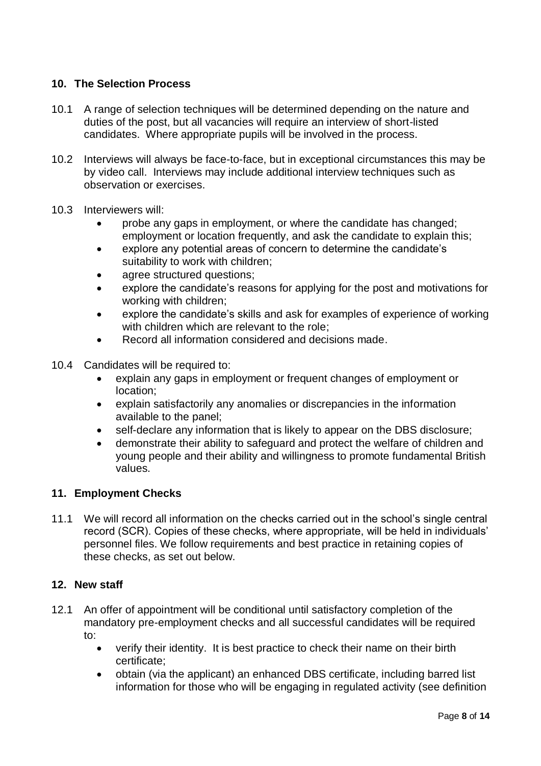## 10. The Selection Process

10.1 A range of selection techniques will be determined depending on the nature and duties of the post, but all vacancies will require an interview of short-listed candidates. Where appropriate pupils will be involved in the process.

10.2 Interviews will always be face-to-face, but in exceptional circumstances this may be by video call. Interviews may include additional interview techniques such as observation or exercises.

10.3 Interviewers will:

- probe any gaps in employment, or where the candidate has changed; employment or location frequently, and ask the candidate to explain this;
- explore any potential areas of concern to determine the candidate's suitability to work with children;
- agree structured questions;
- explore the candidate's reasons for applying for the post and motivations for working with children;
- explore the candidate's skills and ask for examples of experience of working with children which are relevant to the role;
- Record all information considered and decisions made.

10.4 Candidates will be required to:

- explain any gaps in employment or frequent changes of employment or location;
- explain satisfactorily any anomalies or discrepancies in the information available to the panel;
- self-declare any information that is likely to appear on the DBS disclosure;
- demonstrate their ability to safeguard and protect the welfare of children and young people and their ability and willingness to promote fundamental British values.

## 11. Employment Checks

11.1 We will record all information on the checks carried out in the school's single central record (SCR). Copies of these checks, where appropriate, will be held in individuals' personnel files. We follow requirements and best practice in retaining copies of these checks, as set out below.

## 12. New staff

12.1 An offer of appointment will be conditional until satisfactory completion of the mandatory pre-employment checks and all successful candidates will be required to:

- verify their identity. It is best practice to check their name on their birth certificate;
- obtain (via the applicant) an enhanced DBS certificate, including barred list information for those who will be engaging in regulated activity (see definition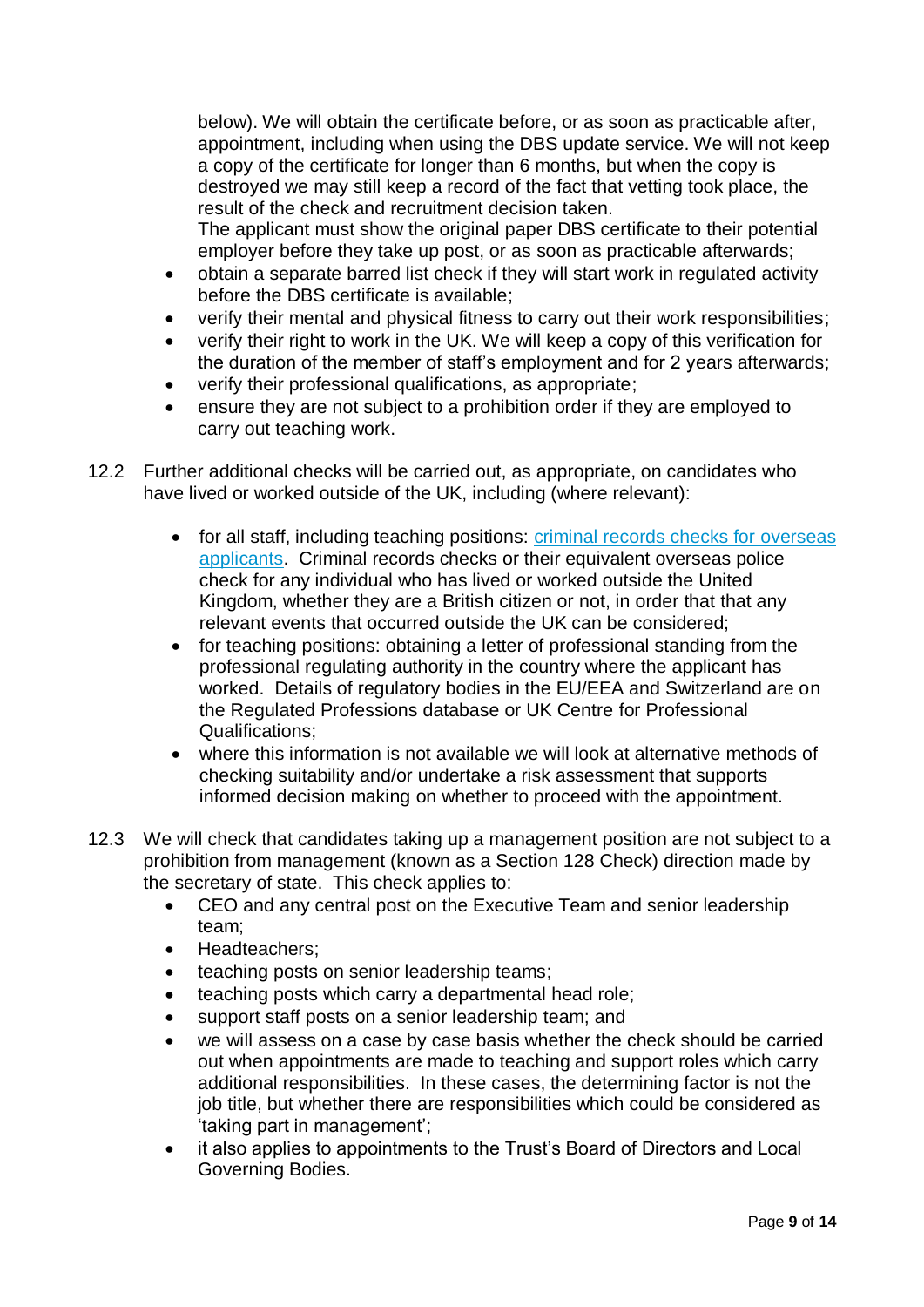below). We will obtain the certificate before, or as soon as practicable after, appointment, including when using the DBS update service. We will not keep a copy of the certificate for longer than 6 months, but when the copy is destroyed we may still keep a record of the fact that vetting took place, the result of the check and recruitment decision taken.
The applicant must show the original paper DBS certificate to their potential employer before they take up post, or as soon as practicable afterwards;

- obtain a separate barred list check if they will start work in regulated activity before the DBS certificate is available;
- verify their mental and physical fitness to carry out their work responsibilities;
- verify their right to work in the UK. We will keep a copy of this verification for the duration of the member of staff's employment and for 2 years afterwards;
- verify their professional qualifications, as appropriate;
- ensure they are not subject to a prohibition order if they are employed to carry out teaching work.

12.2 Further additional checks will be carried out, as appropriate, on candidates who have lived or worked outside of the UK, including (where relevant):

- for all staff, including teaching positions: criminal records checks for overseas applicants. Criminal records checks or their equivalent overseas police check for any individual who has lived or worked outside the United Kingdom, whether they are a British citizen or not, in order that that any relevant events that occurred outside the UK can be considered;
- for teaching positions: obtaining a letter of professional standing from the professional regulating authority in the country where the applicant has worked. Details of regulatory bodies in the EU/EEA and Switzerland are on the Regulated Professions database or UK Centre for Professional Qualifications;
- where this information is not available we will look at alternative methods of checking suitability and/or undertake a risk assessment that supports informed decision making on whether to proceed with the appointment.

12.3 We will check that candidates taking up a management position are not subject to a prohibition from management (known as a Section 128 Check) direction made by the secretary of state. This check applies to:

- CEO and any central post on the Executive Team and senior leadership team;
- Headteachers;
- teaching posts on senior leadership teams;
- teaching posts which carry a departmental head role;
- support staff posts on a senior leadership team; and
- we will assess on a case by case basis whether the check should be carried out when appointments are made to teaching and support roles which carry additional responsibilities. In these cases, the determining factor is not the job title, but whether there are responsibilities which could be considered as 'taking part in management';
- it also applies to appointments to the Trust's Board of Directors and Local Governing Bodies.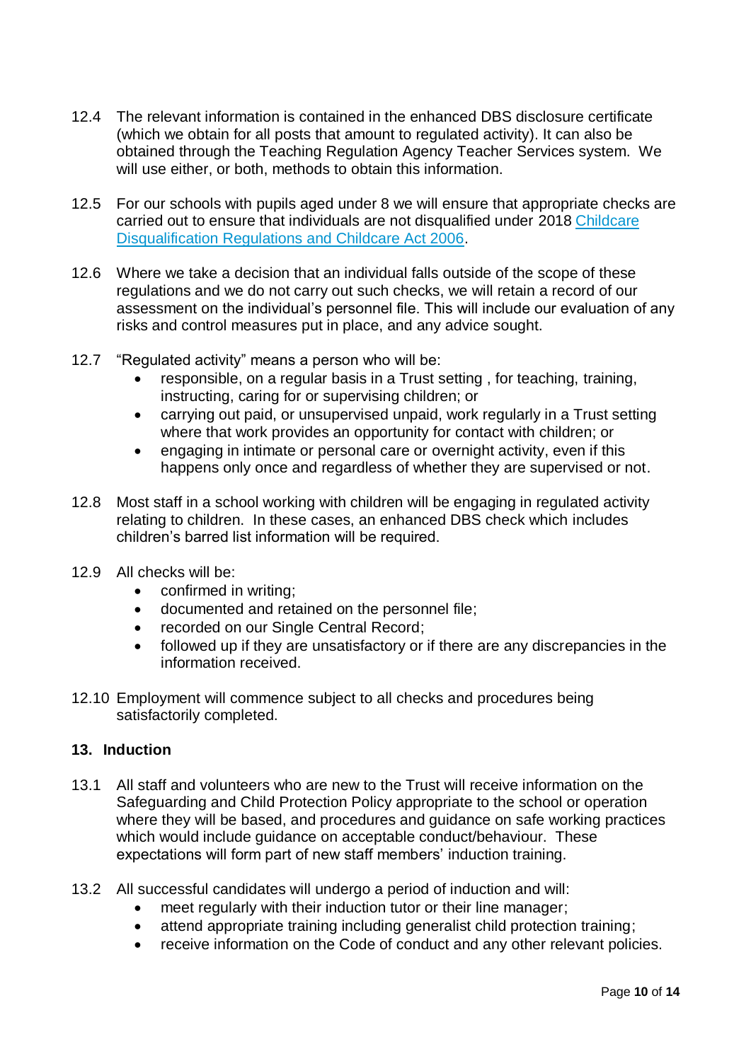12.4 The relevant information is contained in the enhanced DBS disclosure certificate (which we obtain for all posts that amount to regulated activity). It can also be obtained through the Teaching Regulation Agency Teacher Services system. We will use either, or both, methods to obtain this information.

12.5 For our schools with pupils aged under 8 we will ensure that appropriate checks are carried out to ensure that individuals are not disqualified under 2018 Childcare Disqualification Regulations and Childcare Act 2006.

12.6 Where we take a decision that an individual falls outside of the scope of these regulations and we do not carry out such checks, we will retain a record of our assessment on the individual's personnel file. This will include our evaluation of any risks and control measures put in place, and any advice sought.

12.7 "Regulated activity" means a person who will be:

- responsible, on a regular basis in a Trust setting , for teaching, training, instructing, caring for or supervising children; or
- carrying out paid, or unsupervised unpaid, work regularly in a Trust setting where that work provides an opportunity for contact with children; or
- engaging in intimate or personal care or overnight activity, even if this happens only once and regardless of whether they are supervised or not.

12.8 Most staff in a school working with children will be engaging in regulated activity relating to children. In these cases, an enhanced DBS check which includes children's barred list information will be required.

12.9 All checks will be:

- confirmed in writing;
- documented and retained on the personnel file;
- recorded on our Single Central Record;
- followed up if they are unsatisfactory or if there are any discrepancies in the information received.

12.10 Employment will commence subject to all checks and procedures being satisfactorily completed.

## 13. Induction

13.1 All staff and volunteers who are new to the Trust will receive information on the Safeguarding and Child Protection Policy appropriate to the school or operation where they will be based, and procedures and guidance on safe working practices which would include guidance on acceptable conduct/behaviour. These expectations will form part of new staff members' induction training.

13.2 All successful candidates will undergo a period of induction and will:

- meet regularly with their induction tutor or their line manager;
- attend appropriate training including generalist child protection training;
- receive information on the Code of conduct and any other relevant policies.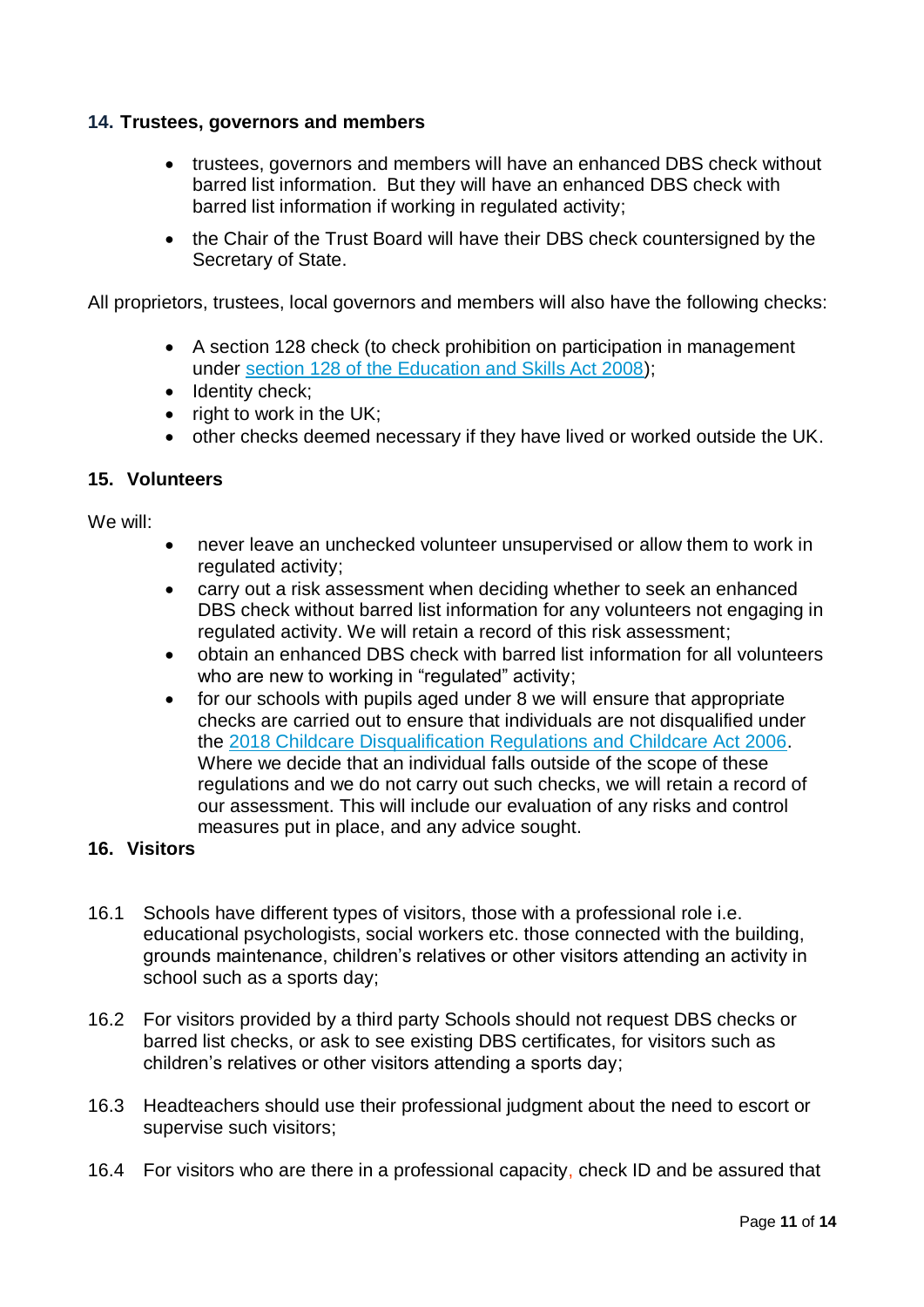## 14. Trustees, governors and members

- trustees, governors and members will have an enhanced DBS check without barred list information. But they will have an enhanced DBS check with barred list information if working in regulated activity;
- the Chair of the Trust Board will have their DBS check countersigned by the Secretary of State.

All proprietors, trustees, local governors and members will also have the following checks:

- A section 128 check (to check prohibition on participation in management under [section 128 of the Education and Skills Act 2008]);
- Identity check;
- right to work in the UK;
- other checks deemed necessary if they have lived or worked outside the UK.

## 15. Volunteers

We will:

- never leave an unchecked volunteer unsupervised or allow them to work in regulated activity;
- carry out a risk assessment when deciding whether to seek an enhanced DBS check without barred list information for any volunteers not engaging in regulated activity. We will retain a record of this risk assessment;
- obtain an enhanced DBS check with barred list information for all volunteers who are new to working in "regulated" activity;
- for our schools with pupils aged under 8 we will ensure that appropriate checks are carried out to ensure that individuals are not disqualified under the [2018 Childcare Disqualification Regulations and Childcare Act 2006]. Where we decide that an individual falls outside of the scope of these regulations and we do not carry out such checks, we will retain a record of our assessment. This will include our evaluation of any risks and control measures put in place, and any advice sought.

## 16. Visitors

16.1 Schools have different types of visitors, those with a professional role i.e. educational psychologists, social workers etc. those connected with the building, grounds maintenance, children's relatives or other visitors attending an activity in school such as a sports day;

16.2 For visitors provided by a third party Schools should not request DBS checks or barred list checks, or ask to see existing DBS certificates, for visitors such as children's relatives or other visitors attending a sports day;

16.3 Headteachers should use their professional judgment about the need to escort or supervise such visitors;

16.4 For visitors who are there in a professional capacity, check ID and be assured that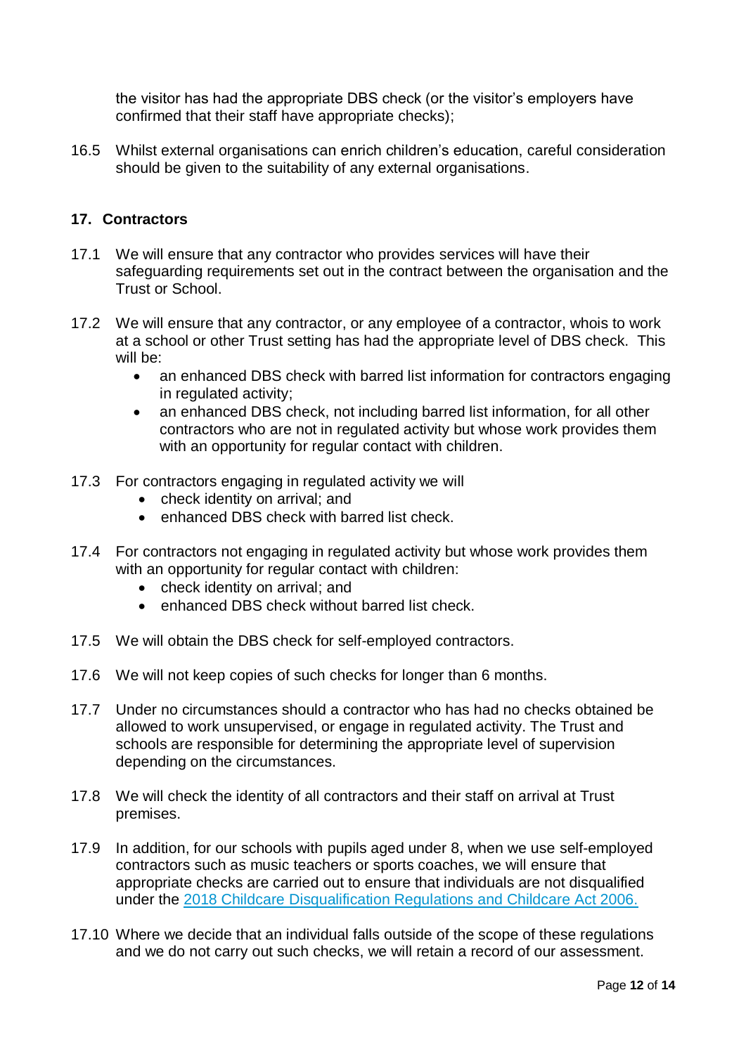the visitor has had the appropriate DBS check (or the visitor's employers have confirmed that their staff have appropriate checks);

16.5 Whilst external organisations can enrich children's education, careful consideration should be given to the suitability of any external organisations.

## 17. Contractors

17.1 We will ensure that any contractor who provides services will have their safeguarding requirements set out in the contract between the organisation and the Trust or School.

17.2 We will ensure that any contractor, or any employee of a contractor, whois to work at a school or other Trust setting has had the appropriate level of DBS check. This will be:

- an enhanced DBS check with barred list information for contractors engaging in regulated activity;
- an enhanced DBS check, not including barred list information, for all other contractors who are not in regulated activity but whose work provides them with an opportunity for regular contact with children.

17.3 For contractors engaging in regulated activity we will

- check identity on arrival; and
- enhanced DBS check with barred list check.

17.4 For contractors not engaging in regulated activity but whose work provides them with an opportunity for regular contact with children:

- check identity on arrival; and
- enhanced DBS check without barred list check.

17.5 We will obtain the DBS check for self-employed contractors.

17.6 We will not keep copies of such checks for longer than 6 months.

17.7 Under no circumstances should a contractor who has had no checks obtained be allowed to work unsupervised, or engage in regulated activity. The Trust and schools are responsible for determining the appropriate level of supervision depending on the circumstances.

17.8 We will check the identity of all contractors and their staff on arrival at Trust premises.

17.9 In addition, for our schools with pupils aged under 8, when we use self-employed contractors such as music teachers or sports coaches, we will ensure that appropriate checks are carried out to ensure that individuals are not disqualified under the [2018 Childcare Disqualification Regulations and Childcare Act 2006.]

17.10 Where we decide that an individual falls outside of the scope of these regulations and we do not carry out such checks, we will retain a record of our assessment.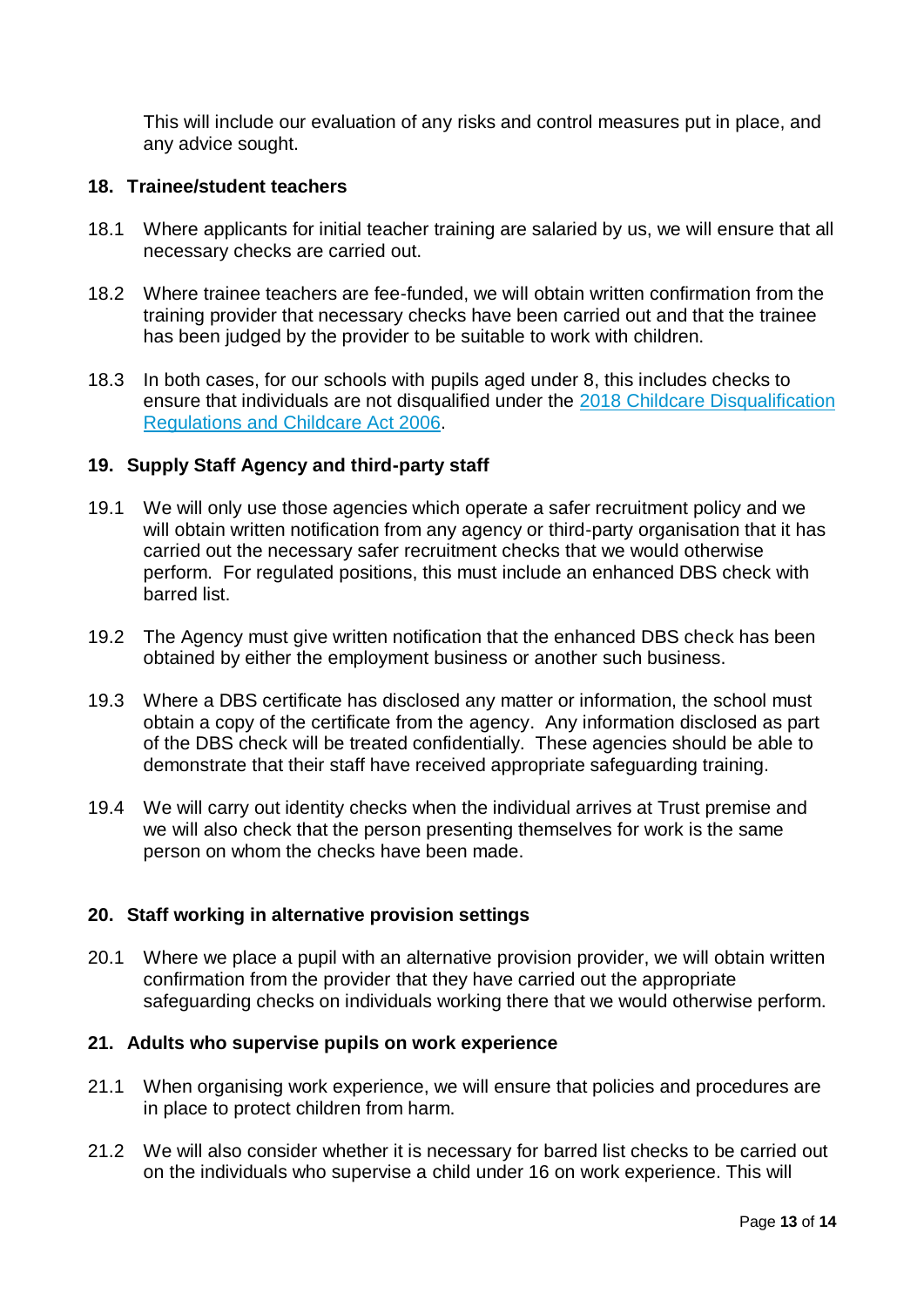This will include our evaluation of any risks and control measures put in place, and any advice sought.

## 18. Trainee/student teachers

18.1 Where applicants for initial teacher training are salaried by us, we will ensure that all necessary checks are carried out.

18.2 Where trainee teachers are fee-funded, we will obtain written confirmation from the training provider that necessary checks have been carried out and that the trainee has been judged by the provider to be suitable to work with children.

18.3 In both cases, for our schools with pupils aged under 8, this includes checks to ensure that individuals are not disqualified under the [2018 Childcare Disqualification Regulations and Childcare Act 2006]().

## 19. Supply Staff Agency and third-party staff

19.1 We will only use those agencies which operate a safer recruitment policy and we will obtain written notification from any agency or third-party organisation that it has carried out the necessary safer recruitment checks that we would otherwise perform. For regulated positions, this must include an enhanced DBS check with barred list.

19.2 The Agency must give written notification that the enhanced DBS check has been obtained by either the employment business or another such business.

19.3 Where a DBS certificate has disclosed any matter or information, the school must obtain a copy of the certificate from the agency. Any information disclosed as part of the DBS check will be treated confidentially. These agencies should be able to demonstrate that their staff have received appropriate safeguarding training.

19.4 We will carry out identity checks when the individual arrives at Trust premise and we will also check that the person presenting themselves for work is the same person on whom the checks have been made.

## 20. Staff working in alternative provision settings

20.1 Where we place a pupil with an alternative provision provider, we will obtain written confirmation from the provider that they have carried out the appropriate safeguarding checks on individuals working there that we would otherwise perform.

## 21. Adults who supervise pupils on work experience

21.1 When organising work experience, we will ensure that policies and procedures are in place to protect children from harm.

21.2 We will also consider whether it is necessary for barred list checks to be carried out on the individuals who supervise a child under 16 on work experience. This will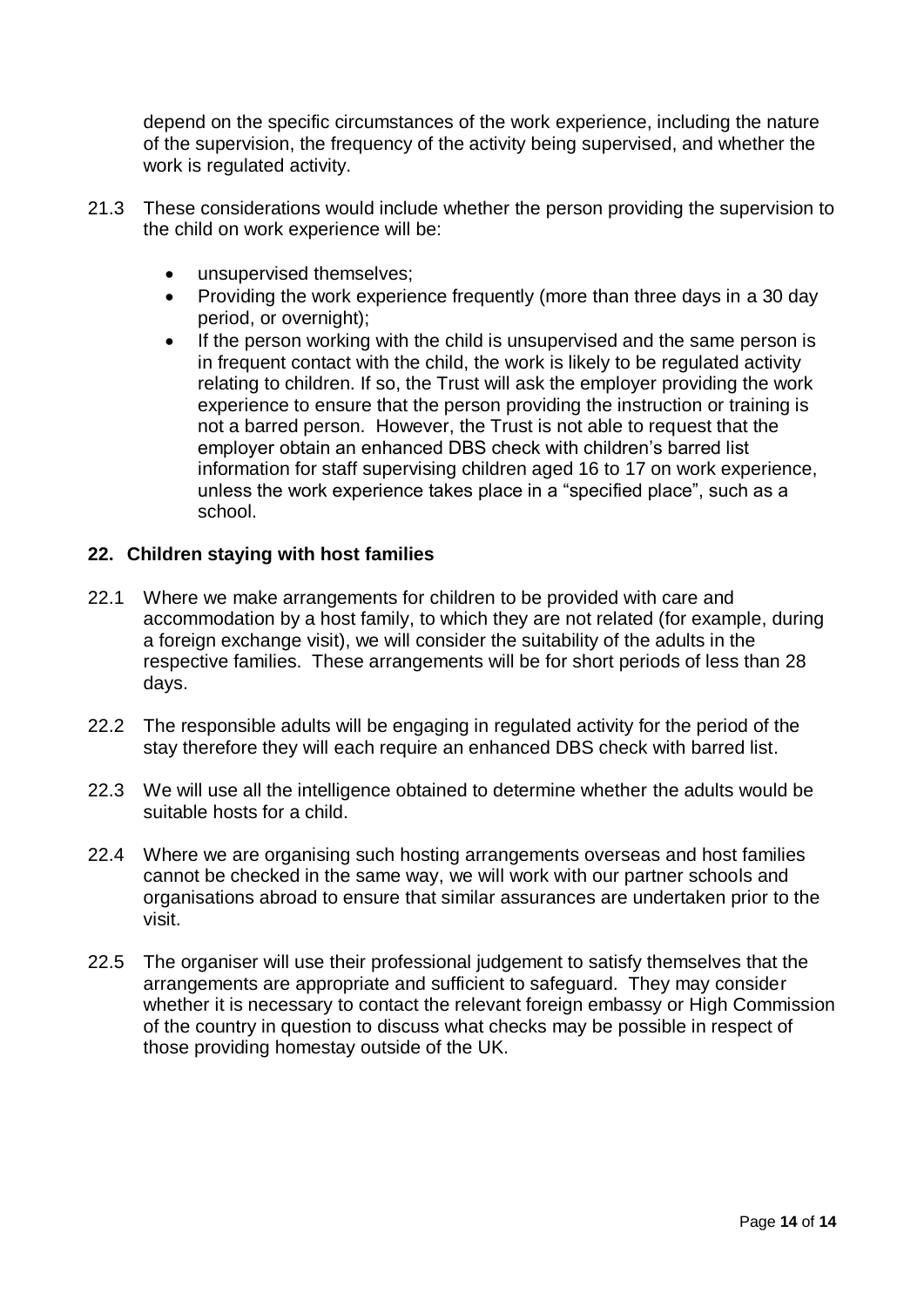depend on the specific circumstances of the work experience, including the nature of the supervision, the frequency of the activity being supervised, and whether the work is regulated activity.

21.3 These considerations would include whether the person providing the supervision to the child on work experience will be:

- unsupervised themselves;
- Providing the work experience frequently (more than three days in a 30 day period, or overnight);
- If the person working with the child is unsupervised and the same person is in frequent contact with the child, the work is likely to be regulated activity relating to children. If so, the Trust will ask the employer providing the work experience to ensure that the person providing the instruction or training is not a barred person. However, the Trust is not able to request that the employer obtain an enhanced DBS check with children's barred list information for staff supervising children aged 16 to 17 on work experience, unless the work experience takes place in a "specified place", such as a school.

## 22. Children staying with host families

22.1 Where we make arrangements for children to be provided with care and accommodation by a host family, to which they are not related (for example, during a foreign exchange visit), we will consider the suitability of the adults in the respective families. These arrangements will be for short periods of less than 28 days.

22.2 The responsible adults will be engaging in regulated activity for the period of the stay therefore they will each require an enhanced DBS check with barred list.

22.3 We will use all the intelligence obtained to determine whether the adults would be suitable hosts for a child.

22.4 Where we are organising such hosting arrangements overseas and host families cannot be checked in the same way, we will work with our partner schools and organisations abroad to ensure that similar assurances are undertaken prior to the visit.

22.5 The organiser will use their professional judgement to satisfy themselves that the arrangements are appropriate and sufficient to safeguard. They may consider whether it is necessary to contact the relevant foreign embassy or High Commission of the country in question to discuss what checks may be possible in respect of those providing homestay outside of the UK.